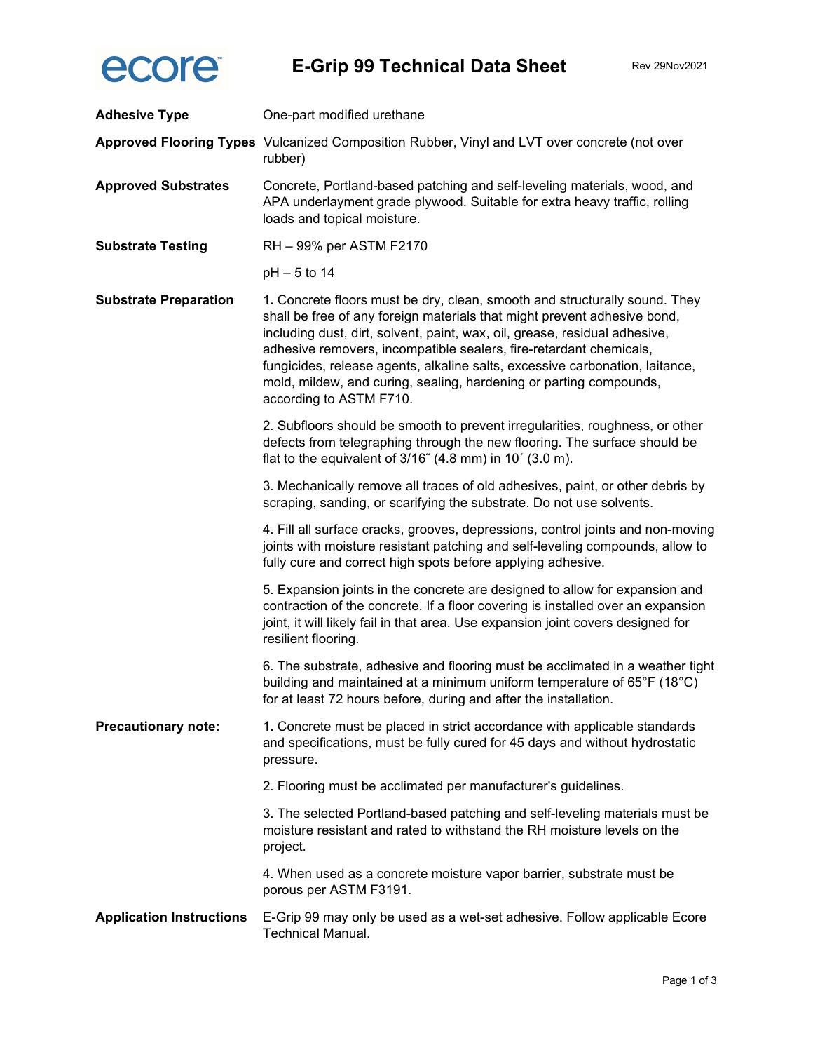# E-Grip 99 Technical Data Sheet

Rev 29Nov2021

**Adhesive Type**

One-part modified urethane

**Approved Flooring Types**

Vulcanized Composition Rubber, Vinyl and LVT over concrete (not over rubber)

**Approved Substrates**

Concrete, Portland-based patching and self-leveling materials, wood, and APA underlayment grade plywood. Suitable for extra heavy traffic, rolling loads and topical moisture.

**Substrate Testing**

RH – 99% per ASTM F2170

pH – 5 to 14

**Substrate Preparation**

1. Concrete floors must be dry, clean, smooth and structurally sound. They shall be free of any foreign materials that might prevent adhesive bond, including dust, dirt, solvent, paint, wax, oil, grease, residual adhesive, adhesive removers, incompatible sealers, fire-retardant chemicals, fungicides, release agents, alkaline salts, excessive carbonation, laitance, mold, mildew, and curing, sealing, hardening or parting compounds, according to ASTM F710.

2. Subfloors should be smooth to prevent irregularities, roughness, or other defects from telegraphing through the new flooring. The surface should be flat to the equivalent of 3/16˝ (4.8 mm) in 10´ (3.0 m).

3. Mechanically remove all traces of old adhesives, paint, or other debris by scraping, sanding, or scarifying the substrate. Do not use solvents.

4. Fill all surface cracks, grooves, depressions, control joints and non-moving joints with moisture resistant patching and self-leveling compounds, allow to fully cure and correct high spots before applying adhesive.

5. Expansion joints in the concrete are designed to allow for expansion and contraction of the concrete. If a floor covering is installed over an expansion joint, it will likely fail in that area. Use expansion joint covers designed for resilient flooring.

6. The substrate, adhesive and flooring must be acclimated in a weather tight building and maintained at a minimum uniform temperature of 65°F (18°C) for at least 72 hours before, during and after the installation.

**Precautionary note:**

1. Concrete must be placed in strict accordance with applicable standards and specifications, must be fully cured for 45 days and without hydrostatic pressure.

2. Flooring must be acclimated per manufacturer's guidelines.

3. The selected Portland-based patching and self-leveling materials must be moisture resistant and rated to withstand the RH moisture levels on the project.

4. When used as a concrete moisture vapor barrier, substrate must be porous per ASTM F3191.

**Application Instructions**

E-Grip 99 may only be used as a wet-set adhesive. Follow applicable Ecore Technical Manual.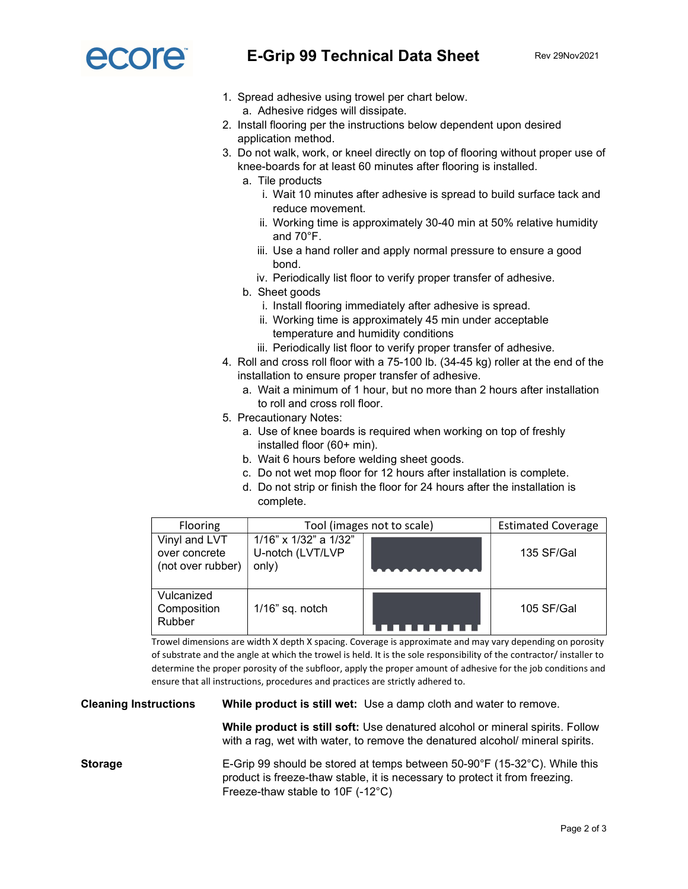1. Spread adhesive using trowel per chart below.
   a. Adhesive ridges will dissipate.
2. Install flooring per the instructions below dependent upon desired application method.
3. Do not walk, work, or kneel directly on top of flooring without proper use of knee-boards for at least 60 minutes after flooring is installed.
   a. Tile products
      i. Wait 10 minutes after adhesive is spread to build surface tack and reduce movement.
      ii. Working time is approximately 30-40 min at 50% relative humidity and 70°F.
      iii. Use a hand roller and apply normal pressure to ensure a good bond.
      iv. Periodically list floor to verify proper transfer of adhesive.
   b. Sheet goods
      i. Install flooring immediately after adhesive is spread.
      ii. Working time is approximately 45 min under acceptable temperature and humidity conditions
      iii. Periodically list floor to verify proper transfer of adhesive.
4. Roll and cross roll floor with a 75-100 lb. (34-45 kg) roller at the end of the installation to ensure proper transfer of adhesive.
   a. Wait a minimum of 1 hour, but no more than 2 hours after installation to roll and cross roll floor.
5. Precautionary Notes:
   a. Use of knee boards is required when working on top of freshly installed floor (60+ min).
   b. Wait 6 hours before welding sheet goods.
   c. Do not wet mop floor for 12 hours after installation is complete.
   d. Do not strip or finish the floor for 24 hours after the installation is complete.

| Flooring | Tool (images not to scale) | | Estimated Coverage |
|---|---|---|---|
| Vinyl and LVT over concrete (not over rubber) | 1/16" x 1/32" a 1/32" U-notch (LVT/LVP only) | | 135 SF/Gal |
| Vulcanized Composition Rubber | 1/16" sq. notch | | 105 SF/Gal |

Trowel dimensions are width X depth X spacing. Coverage is approximate and may vary depending on porosity of substrate and the angle at which the trowel is held. It is the sole responsibility of the contractor/ installer to determine the proper porosity of the subfloor, apply the proper amount of adhesive for the job conditions and ensure that all instructions, procedures and practices are strictly adhered to.

**Cleaning Instructions**

**While product is still wet:** Use a damp cloth and water to remove.

**While product is still soft:** Use denatured alcohol or mineral spirits. Follow with a rag, wet with water, to remove the denatured alcohol/ mineral spirits.

**Storage**

E-Grip 99 should be stored at temps between 50-90°F (15-32°C). While this product is freeze-thaw stable, it is necessary to protect it from freezing. Freeze-thaw stable to 10F (-12°C)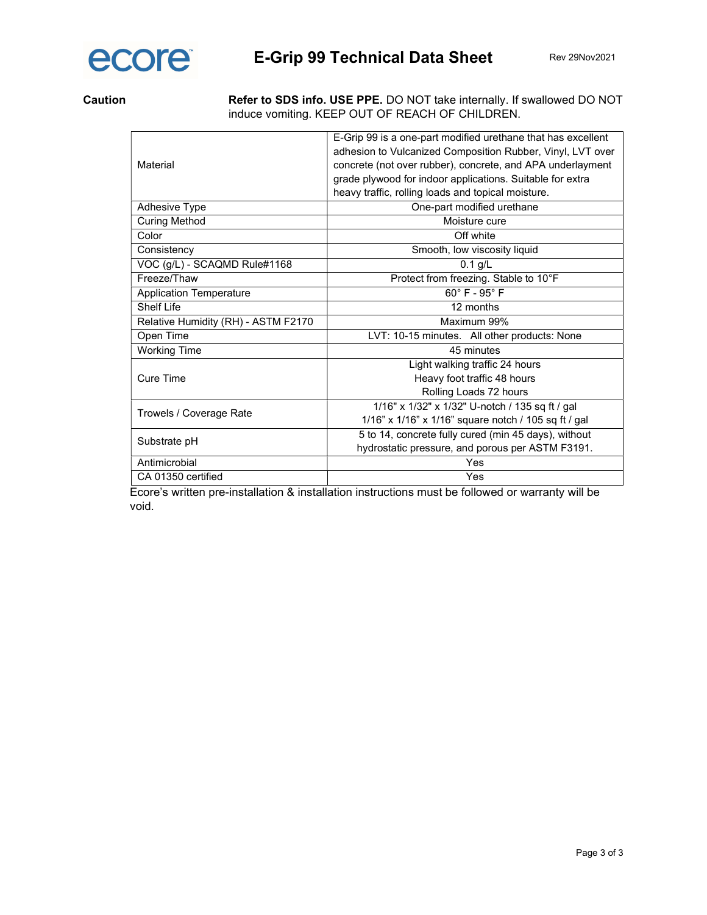# E-Grip 99 Technical Data Sheet

Rev 29Nov2021

**Caution** — **Refer to SDS info. USE PPE.** DO NOT take internally. If swallowed DO NOT induce vomiting. KEEP OUT OF REACH OF CHILDREN.

| | |
|---|---|
| Material | E-Grip 99 is a one-part modified urethane that has excellent adhesion to Vulcanized Composition Rubber, Vinyl, LVT over concrete (not over rubber), concrete, and APA underlayment grade plywood for indoor applications. Suitable for extra heavy traffic, rolling loads and topical moisture. |
| Adhesive Type | One-part modified urethane |
| Curing Method | Moisture cure |
| Color | Off white |
| Consistency | Smooth, low viscosity liquid |
| VOC (g/L) - SCAQMD Rule#1168 | 0.1 g/L |
| Freeze/Thaw | Protect from freezing. Stable to 10°F |
| Application Temperature | 60° F - 95° F |
| Shelf Life | 12 months |
| Relative Humidity (RH) - ASTM F2170 | Maximum 99% |
| Open Time | LVT: 10-15 minutes. All other products: None |
| Working Time | 45 minutes |
| Cure Time | Light walking traffic 24 hours<br>Heavy foot traffic 48 hours<br>Rolling Loads 72 hours |
| Trowels / Coverage Rate | 1/16" x 1/32" x 1/32" U-notch / 135 sq ft / gal<br>1/16" x 1/16" x 1/16" square notch / 105 sq ft / gal |
| Substrate pH | 5 to 14, concrete fully cured (min 45 days), without hydrostatic pressure, and porous per ASTM F3191. |
| Antimicrobial | Yes |
| CA 01350 certified | Yes |

Ecore's written pre-installation & installation instructions must be followed or warranty will be void.